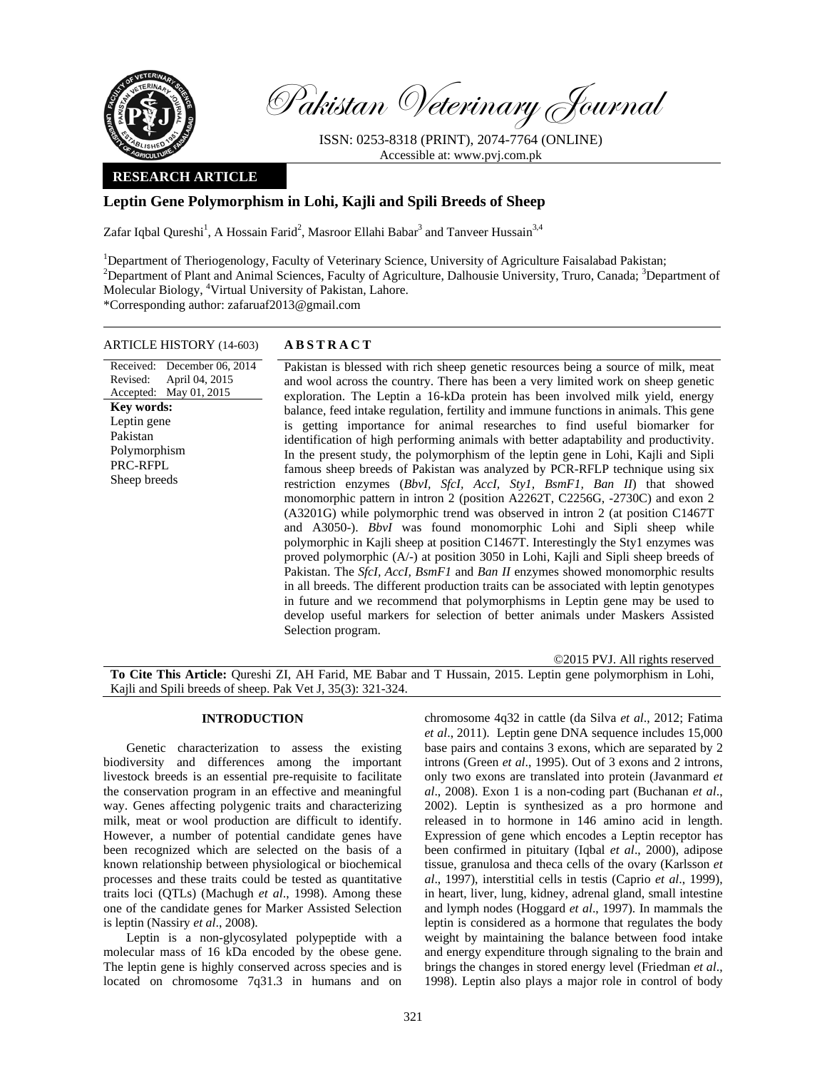Pakistan Veterinary Journal

ISSN: 0253-8318 (PRINT), 2074-7764 (ONLINE)
Accessible at: www.pvj.com.pk

**RESEARCH ARTICLE**

# Leptin Gene Polymorphism in Lohi, Kajli and Spili Breeds of Sheep

Zafar Iqbal Qureshi[1], A Hossain Farid[2], Masroor Ellahi Babar[3] and Tanveer Hussain[3,4]

[1]Department of Theriogenology, Faculty of Veterinary Science, University of Agriculture Faisalabad Pakistan; [2]Department of Plant and Animal Sciences, Faculty of Agriculture, Dalhousie University, Truro, Canada; [3]Department of Molecular Biology, [4]Virtual University of Pakistan, Lahore.
*Corresponding author: zafaruaf2013@gmail.com

**ARTICLE HISTORY** (14-603)

Received: December 06, 2014
Revised: April 04, 2015
Accepted: May 01, 2015

**Key words:**
Leptin gene
Pakistan
Polymorphism
PRC-RFPL
Sheep breeds

## ABSTRACT

Pakistan is blessed with rich sheep genetic resources being a source of milk, meat and wool across the country. There has been a very limited work on sheep genetic exploration. The Leptin a 16-kDa protein has been involved milk yield, energy balance, feed intake regulation, fertility and immune functions in animals. This gene is getting importance for animal researches to find useful biomarker for identification of high performing animals with better adaptability and productivity. In the present study, the polymorphism of the leptin gene in Lohi, Kajli and Sipli famous sheep breeds of Pakistan was analyzed by PCR-RFLP technique using six restriction enzymes (*BbvI, SfcI, AccI, Sty1, BsmF1, Ban II*) that showed monomorphic pattern in intron 2 (position A2262T, C2256G, -2730C) and exon 2 (A3201G) while polymorphic trend was observed in intron 2 (at position C1467T and A3050-). *BbvI* was found monomorphic Lohi and Sipli sheep while polymorphic in Kajli sheep at position C1467T. Interestingly the Sty1 enzymes was proved polymorphic (A/-) at position 3050 in Lohi, Kajli and Sipli sheep breeds of Pakistan. The *SfcI, AccI, BsmF1* and *Ban II* enzymes showed monomorphic results in all breeds. The different production traits can be associated with leptin genotypes in future and we recommend that polymorphisms in Leptin gene may be used to develop useful markers for selection of better animals under Maskers Assisted Selection program.

©2015 PVJ. All rights reserved

**To Cite This Article:** Qureshi ZI, AH Farid, ME Babar and T Hussain, 2015. Leptin gene polymorphism in Lohi, Kajli and Spili breeds of sheep. Pak Vet J, 35(3): 321-324.

## INTRODUCTION

Genetic characterization to assess the existing biodiversity and differences among the important livestock breeds is an essential pre-requisite to facilitate the conservation program in an effective and meaningful way. Genes affecting polygenic traits and characterizing milk, meat or wool production are difficult to identify. However, a number of potential candidate genes have been recognized which are selected on the basis of a known relationship between physiological or biochemical processes and these traits could be tested as quantitative traits loci (QTLs) (Machugh *et al*., 1998). Among these one of the candidate genes for Marker Assisted Selection is leptin (Nassiry *et al*., 2008).

Leptin is a non-glycosylated polypeptide with a molecular mass of 16 kDa encoded by the obese gene. The leptin gene is highly conserved across species and is located on chromosome 7q31.3 in humans and on chromosome 4q32 in cattle (da Silva *et al*., 2012; Fatima *et al*., 2011). Leptin gene DNA sequence includes 15,000 base pairs and contains 3 exons, which are separated by 2 introns (Green *et al*., 1995). Out of 3 exons and 2 introns, only two exons are translated into protein (Javanmard *et al*., 2008). Exon 1 is a non-coding part (Buchanan *et al*., 2002). Leptin is synthesized as a pro hormone and released in to hormone in 146 amino acid in length. Expression of gene which encodes a Leptin receptor has been confirmed in pituitary (Iqbal *et al*., 2000), adipose tissue, granulosa and theca cells of the ovary (Karlsson *et al*., 1997), interstitial cells in testis (Caprio *et al*., 1999), in heart, liver, lung, kidney, adrenal gland, small intestine and lymph nodes (Hoggard *et al*., 1997). In mammals the leptin is considered as a hormone that regulates the body weight by maintaining the balance between food intake and energy expenditure through signaling to the brain and brings the changes in stored energy level (Friedman *et al*., 1998). Leptin also plays a major role in control of body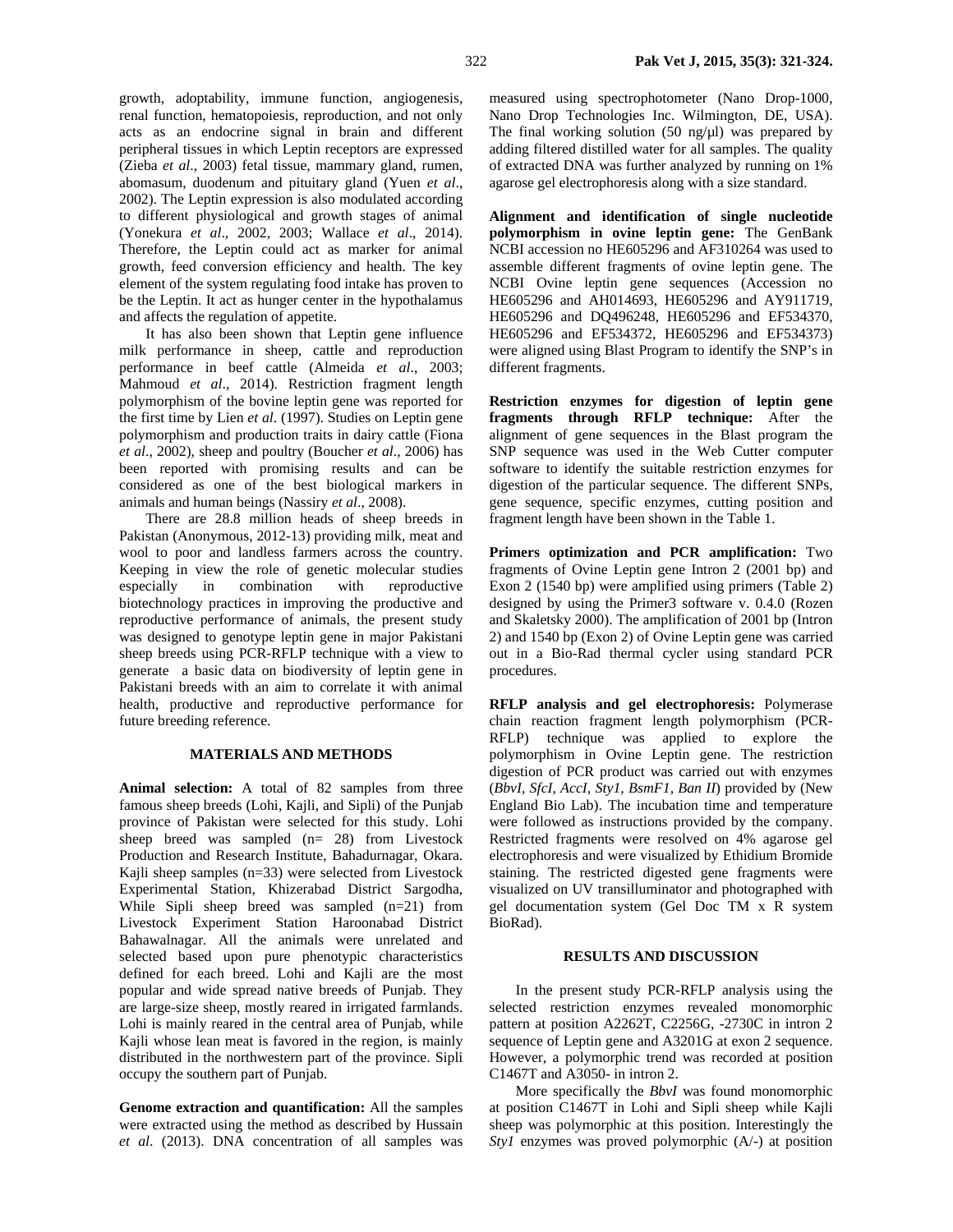growth, adoptability, immune function, angiogenesis, renal function, hematopoiesis, reproduction, and not only acts as an endocrine signal in brain and different peripheral tissues in which Leptin receptors are expressed (Zieba *et al*., 2003) fetal tissue, mammary gland, rumen, abomasum, duodenum and pituitary gland (Yuen *et al*., 2002). The Leptin expression is also modulated according to different physiological and growth stages of animal (Yonekura *et al*., 2002, 2003; Wallace *et al*., 2014). Therefore, the Leptin could act as marker for animal growth, feed conversion efficiency and health. The key element of the system regulating food intake has proven to be the Leptin. It act as hunger center in the hypothalamus and affects the regulation of appetite.

It has also been shown that Leptin gene influence milk performance in sheep, cattle and reproduction performance in beef cattle (Almeida *et al*., 2003; Mahmoud *et al*., 2014). Restriction fragment length polymorphism of the bovine leptin gene was reported for the first time by Lien *et al*. (1997). Studies on Leptin gene polymorphism and production traits in dairy cattle (Fiona *et al*., 2002), sheep and poultry (Boucher *et al*., 2006) has been reported with promising results and can be considered as one of the best biological markers in animals and human beings (Nassiry *et al*., 2008).

There are 28.8 million heads of sheep breeds in Pakistan (Anonymous, 2012-13) providing milk, meat and wool to poor and landless farmers across the country. Keeping in view the role of genetic molecular studies especially in combination with reproductive biotechnology practices in improving the productive and reproductive performance of animals, the present study was designed to genotype leptin gene in major Pakistani sheep breeds using PCR-RFLP technique with a view to generate a basic data on biodiversity of leptin gene in Pakistani breeds with an aim to correlate it with animal health, productive and reproductive performance for future breeding reference.

## MATERIALS AND METHODS

**Animal selection:** A total of 82 samples from three famous sheep breeds (Lohi, Kajli, and Sipli) of the Punjab province of Pakistan were selected for this study. Lohi sheep breed was sampled (n= 28) from Livestock Production and Research Institute, Bahadurnagar, Okara. Kajli sheep samples (n=33) were selected from Livestock Experimental Station, Khizerabad District Sargodha, While Sipli sheep breed was sampled (n=21) from Livestock Experiment Station Haroonabad District Bahawalnagar. All the animals were unrelated and selected based upon pure phenotypic characteristics defined for each breed. Lohi and Kajli are the most popular and wide spread native breeds of Punjab. They are large-size sheep, mostly reared in irrigated farmlands. Lohi is mainly reared in the central area of Punjab, while Kajli whose lean meat is favored in the region, is mainly distributed in the northwestern part of the province. Sipli occupy the southern part of Punjab.

**Genome extraction and quantification:** All the samples were extracted using the method as described by Hussain *et al*. (2013). DNA concentration of all samples was measured using spectrophotometer (Nano Drop-1000, Nano Drop Technologies Inc. Wilmington, DE, USA). The final working solution (50 ng/µl) was prepared by adding filtered distilled water for all samples. The quality of extracted DNA was further analyzed by running on 1% agarose gel electrophoresis along with a size standard.

**Alignment and identification of single nucleotide polymorphism in ovine leptin gene:** The GenBank NCBI accession no HE605296 and AF310264 was used to assemble different fragments of ovine leptin gene. The NCBI Ovine leptin gene sequences (Accession no HE605296 and AH014693, HE605296 and AY911719, HE605296 and DQ496248, HE605296 and EF534370, HE605296 and EF534372, HE605296 and EF534373) were aligned using Blast Program to identify the SNP's in different fragments.

**Restriction enzymes for digestion of leptin gene fragments through RFLP technique:** After the alignment of gene sequences in the Blast program the SNP sequence was used in the Web Cutter computer software to identify the suitable restriction enzymes for digestion of the particular sequence. The different SNPs, gene sequence, specific enzymes, cutting position and fragment length have been shown in the Table 1.

**Primers optimization and PCR amplification:** Two fragments of Ovine Leptin gene Intron 2 (2001 bp) and Exon 2 (1540 bp) were amplified using primers (Table 2) designed by using the Primer3 software v. 0.4.0 (Rozen and Skaletsky 2000). The amplification of 2001 bp (Intron 2) and 1540 bp (Exon 2) of Ovine Leptin gene was carried out in a Bio-Rad thermal cycler using standard PCR procedures.

**RFLP analysis and gel electrophoresis:** Polymerase chain reaction fragment length polymorphism (PCR-RFLP) technique was applied to explore the polymorphism in Ovine Leptin gene. The restriction digestion of PCR product was carried out with enzymes (*BbvI, SfcI, AccI, Sty1, BsmF1, Ban II*) provided by (New England Bio Lab). The incubation time and temperature were followed as instructions provided by the company. Restricted fragments were resolved on 4% agarose gel electrophoresis and were visualized by Ethidium Bromide staining. The restricted digested gene fragments were visualized on UV transilluminator and photographed with gel documentation system (Gel Doc TM x R system BioRad).

## RESULTS AND DISCUSSION

In the present study PCR-RFLP analysis using the selected restriction enzymes revealed monomorphic pattern at position A2262T, C2256G, -2730C in intron 2 sequence of Leptin gene and A3201G at exon 2 sequence. However, a polymorphic trend was recorded at position C1467T and A3050- in intron 2.

More specifically the *BbvI* was found monomorphic at position C1467T in Lohi and Sipli sheep while Kajli sheep was polymorphic at this position. Interestingly the *Sty1* enzymes was proved polymorphic (A/-) at position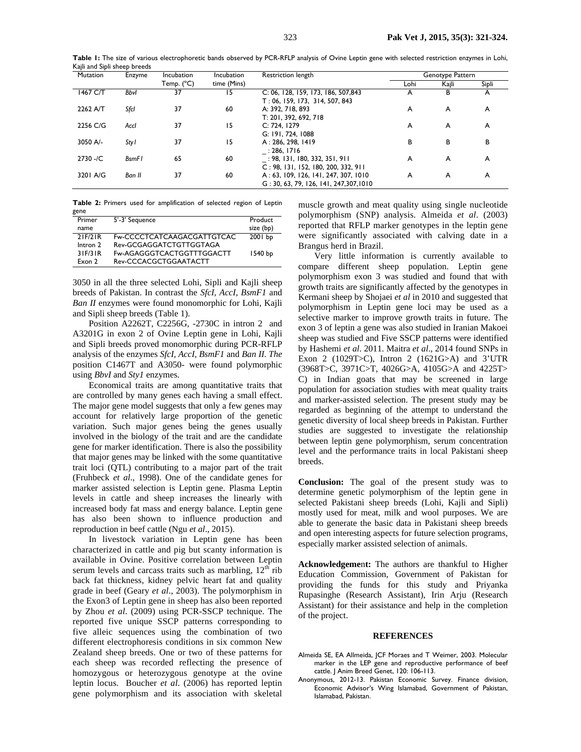**Table 1:** The size of various electrophoretic bands observed by PCR-RFLP analysis of Ovine Leptin gene with selected restriction enzymes in Lohi, Kajli and Sipli sheep breeds

| Mutation | Enzyme | Incubation Temp. (°C) | Incubation time (Mins) | Restriction length | Genotype Pattern | | |
|---|---|---|---|---|---|---|---|
| | | | | | Lohi | Kajli | Sipli |
| 1467 C/T | *BbvI* | 37 | 15 | C: 06, 128, 159, 173, 186, 507,843<br>T : 06, 159, 173, 314, 507, 843 | A | B | A |
| 2262 A/T | *SfcI* | 37 | 60 | A: 392, 718, 893<br>T: 201, 392, 692, 718 | A | A | A |
| 2256 C/G | *AccI* | 37 | 15 | C: 724, 1279<br>G: 191, 724, 1088 | A | A | A |
| 3050 A/- | *StyI* | 37 | 15 | A : 286, 298, 1419<br>_ : 286, 1716 | B | B | B |
| 2730 -/C | *BsmFI* | 65 | 60 | _ : 98, 131, 180, 332, 351, 911<br>C : 98, 131, 152, 180, 200, 332, 911 | A | A | A |
| 3201 A/G | *Ban II* | 37 | 60 | A : 63, 109, 126, 141, 247, 307, 1010<br>G : 30, 63, 79, 126, 141, 247,307,1010 | A | A | A |

**Table 2:** Primers used for amplification of selected region of Leptin gene

| Primer name | 5'-3' Sequence | Product size (bp) |
|---|---|---|
| 21F/21R Intron 2 | Fw-CCCCTCATCAAGACGATTGTCAC<br>Rev-GCGAGGATCTGTTGGTAGA | 2001 bp |
| 31F/31R Exon 2 | Fw-AGAGGGTCACTGGTTTGGACTT<br>Rev-CCCACGCTGGAATACTT | 1540 bp |

3050 in all the three selected Lohi, Sipli and Kajli sheep breeds of Pakistan. In contrast the *SfcI, AccI, BsmF1* and *Ban II* enzymes were found monomorphic for Lohi, Kajli and Sipli sheep breeds (Table 1).

Position A2262T, C2256G, -2730C in intron 2 and A3201G in exon 2 of Ovine Leptin gene in Lohi, Kajli and Sipli breeds proved monomorphic during PCR-RFLP analysis of the enzymes *SfcI, AccI, BsmF1* and *Ban II. The* position C1467T and A3050- were found polymorphic using *BbvI* and *Sty1* enzymes.

Economical traits are among quantitative traits that are controlled by many genes each having a small effect. The major gene model suggests that only a few genes may account for relatively large proportion of the genetic variation. Such major genes being the genes usually involved in the biology of the trait and are the candidate gene for marker identification. There is also the possibility that major genes may be linked with the some quantitative trait loci (QTL) contributing to a major part of the trait (Fruhbeck *et al*., 1998). One of the candidate genes for marker assisted selection is Leptin gene. Plasma Leptin levels in cattle and sheep increases the linearly with increased body fat mass and energy balance. Leptin gene has also been shown to influence production and reproduction in beef cattle (Ngu *et al*., 2015).

In livestock variation in Leptin gene has been characterized in cattle and pig but scanty information is available in Ovine. Positive correlation between Leptin serum levels and carcass traits such as marbling, $12^{th}$ rib back fat thickness, kidney pelvic heart fat and quality grade in beef (Geary *et al*., 2003). The polymorphism in the Exon3 of Leptin gene in sheep has also been reported by Zhou *et al*. (2009) using PCR-SSCP technique. The reported five unique SSCP patterns corresponding to five alleic sequences using the combination of two different electrophoresis conditions in six common New Zealand sheep breeds. One or two of these patterns for each sheep was recorded reflecting the presence of homozygous or heterozygous genotype at the ovine leptin locus. Boucher *et al*. (2006) has reported leptin gene polymorphism and its association with skeletal muscle growth and meat quality using single nucleotide polymorphism (SNP) analysis. Almeida *et al*. (2003) reported that RFLP marker genotypes in the leptin gene were significantly associated with calving date in a Brangus herd in Brazil.

Very little information is currently available to compare different sheep population. Leptin gene polymorphism exon 3 was studied and found that with growth traits are significantly affected by the genotypes in Kermani sheep by Shojaei *et al* in 2010 and suggested that polymorphism in Leptin gene loci may be used as a selective marker to improve growth traits in future. The exon 3 of leptin a gene was also studied in Iranian Makoei sheep was studied and Five SSCP patterns were identified by Hashemi *et al*. 2011. Maitra *et al*., 2014 found SNPs in Exon 2 (1029T>C), Intron 2 (1621G>A) and 3'UTR (3968T>C, 3971C>T, 4026G>A, 4105G>A and 4225T> C) in Indian goats that may be screened in large population for association studies with meat quality traits and marker-assisted selection. The present study may be regarded as beginning of the attempt to understand the genetic diversity of local sheep breeds in Pakistan. Further studies are suggested to investigate the relationship between leptin gene polymorphism, serum concentration level and the performance traits in local Pakistani sheep breeds.

**Conclusion:** The goal of the present study was to determine genetic polymorphism of the leptin gene in selected Pakistani sheep breeds (Lohi, Kajli and Sipli) mostly used for meat, milk and wool purposes. We are able to generate the basic data in Pakistani sheep breeds and open interesting aspects for future selection programs, especially marker assisted selection of animals.

**Acknowledgement:** The authors are thankful to Higher Education Commission, Government of Pakistan for providing the funds for this study and Priyanka Rupasinghe (Research Assistant), Irin Arju (Research Assistant) for their assistance and help in the completion of the project.

## REFERENCES

Almeida SE, EA Allmeida, JCF Moraes and T Weimer, 2003. Molecular marker in the LEP gene and reproductive performance of beef cattle. J Anim Breed Genet, 120: 106-113.

Anonymous, 2012-13. Pakistan Economic Survey. Finance division, Economic Advisor's Wing Islamabad, Government of Pakistan, Islamabad, Pakistan.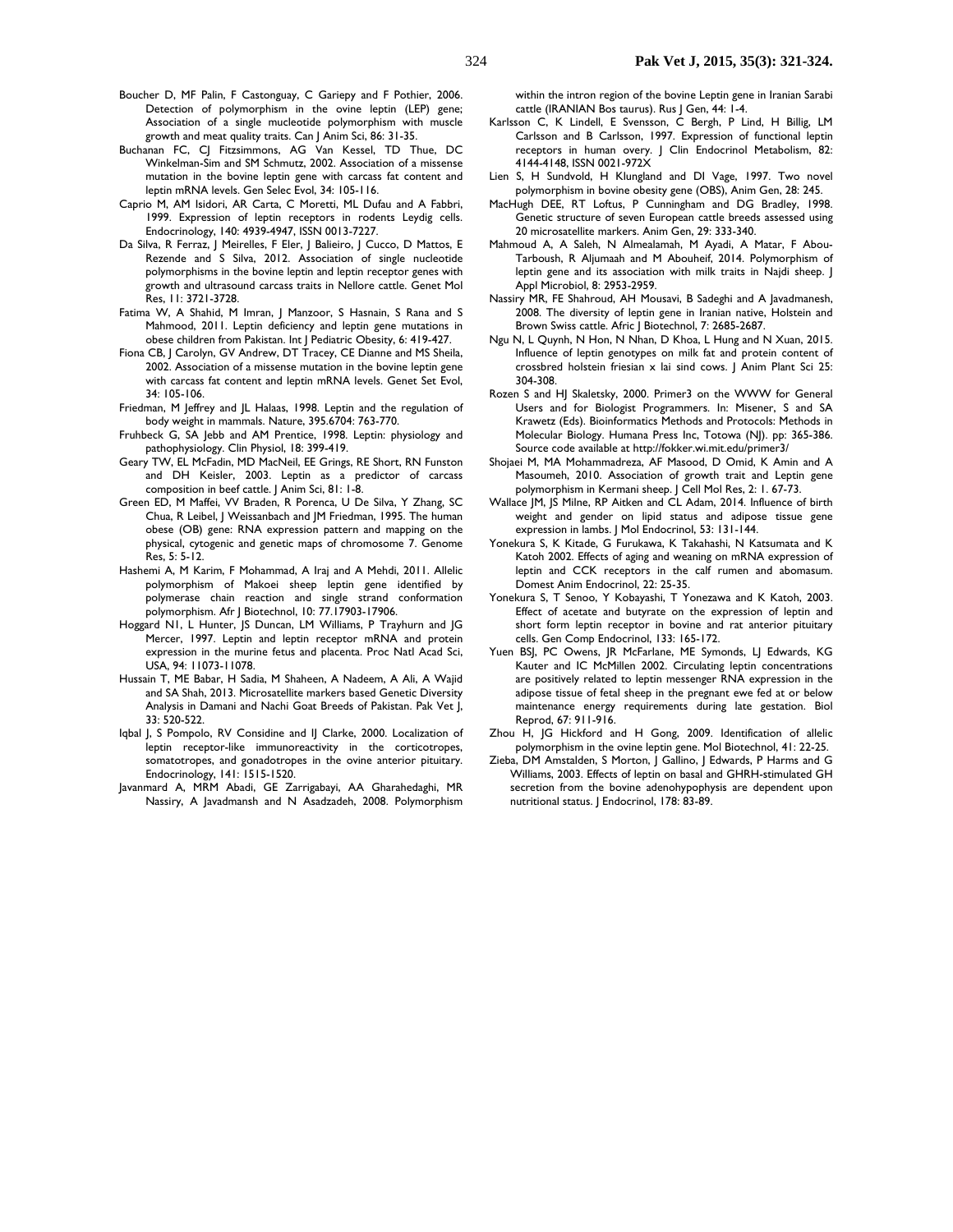Boucher D, MF Palin, F Castonguay, C Gariepy and F Pothier, 2006. Detection of polymorphism in the ovine leptin (LEP) gene; Association of a single mucleotide polymorphism with muscle growth and meat quality traits. Can J Anim Sci, 86: 31-35.

Buchanan FC, CJ Fitzsimmons, AG Van Kessel, TD Thue, DC Winkelman-Sim and SM Schmutz, 2002. Association of a missense mutation in the bovine leptin gene with carcass fat content and leptin mRNA levels. Gen Selec Evol, 34: 105-116.

Caprio M, AM Isidori, AR Carta, C Moretti, ML Dufau and A Fabbri, 1999. Expression of leptin receptors in rodents Leydig cells. Endocrinology, 140: 4939-4947, ISSN 0013-7227.

Da Silva, R Ferraz, J Meirelles, F Eler, J Balieiro, J Cucco, D Mattos, E Rezende and S Silva, 2012. Association of single nucleotide polymorphisms in the bovine leptin and leptin receptor genes with growth and ultrasound carcass traits in Nellore cattle. Genet Mol Res, 11: 3721-3728.

Fatima W, A Shahid, M Imran, J Manzoor, S Hasnain, S Rana and S Mahmood, 2011. Leptin deficiency and leptin gene mutations in obese children from Pakistan. Int J Pediatric Obesity, 6: 419-427.

Fiona CB, J Carolyn, GV Andrew, DT Tracey, CE Dianne and MS Sheila, 2002. Association of a missense mutation in the bovine leptin gene with carcass fat content and leptin mRNA levels. Genet Set Evol, 34: 105-106.

Friedman, M Jeffrey and JL Halaas, 1998. Leptin and the regulation of body weight in mammals. Nature, 395.6704: 763-770.

Fruhbeck G, SA Jebb and AM Prentice, 1998. Leptin: physiology and pathophysiology. Clin Physiol, 18: 399-419.

Geary TW, EL McFadin, MD MacNeil, EE Grings, RE Short, RN Funston and DH Keisler, 2003. Leptin as a predictor of carcass composition in beef cattle. J Anim Sci, 81: 1-8.

Green ED, M Maffei, VV Braden, R Porenca, U De Silva, Y Zhang, SC Chua, R Leibel, J Weissanbach and JM Friedman, 1995. The human obese (OB) gene: RNA expression pattern and mapping on the physical, cytogenic and genetic maps of chromosome 7. Genome Res, 5: 5-12.

Hashemi A, M Karim, F Mohammad, A Iraj and A Mehdi, 2011. Allelic polymorphism of Makoei sheep leptin gene identified by polymerase chain reaction and single strand conformation polymorphism. Afr J Biotechnol, 10: 77.17903-17906.

Hoggard N1, L Hunter, JS Duncan, LM Williams, P Trayhurn and JG Mercer, 1997. Leptin and leptin receptor mRNA and protein expression in the murine fetus and placenta. Proc Natl Acad Sci, USA, 94: 11073-11078.

Hussain T, ME Babar, H Sadia, M Shaheen, A Nadeem, A Ali, A Wajid and SA Shah, 2013. Microsatellite markers based Genetic Diversity Analysis in Damani and Nachi Goat Breeds of Pakistan. Pak Vet J, 33: 520-522.

Iqbal J, S Pompolo, RV Considine and IJ Clarke, 2000. Localization of leptin receptor-like immunoreactivity in the corticotropes, somatotropes, and gonadotropes in the ovine anterior pituitary. Endocrinology, 141: 1515-1520.

Javanmard A, MRM Abadi, GE Zarrigabayi, AA Gharahedaghi, MR Nassiry, A Javadmansh and N Asadzadeh, 2008. Polymorphism within the intron region of the bovine Leptin gene in Iranian Sarabi cattle (IRANIAN Bos taurus). Rus J Gen, 44: 1-4.

Karlsson C, K Lindell, E Svensson, C Bergh, P Lind, H Billig, LM Carlsson and B Carlsson, 1997. Expression of functional leptin receptors in human overy. J Clin Endocrinol Metabolism, 82: 4144-4148, ISSN 0021-972X

Lien S, H Sundvold, H Klungland and DI Vage, 1997. Two novel polymorphism in bovine obesity gene (OBS), Anim Gen, 28: 245.

MacHugh DEE, RT Loftus, P Cunningham and DG Bradley, 1998. Genetic structure of seven European cattle breeds assessed using 20 microsatellite markers. Anim Gen, 29: 333-340.

Mahmoud A, A Saleh, N Almealamah, M Ayadi, A Matar, F Abou-Tarboush, R Aljumaah and M Abouheif, 2014. Polymorphism of leptin gene and its association with milk traits in Najdi sheep. J Appl Microbiol, 8: 2953-2959.

Nassiry MR, FE Shahroud, AH Mousavi, B Sadeghi and A Javadmanesh, 2008. The diversity of leptin gene in Iranian native, Holstein and Brown Swiss cattle. Afric J Biotechnol, 7: 2685-2687.

Ngu N, L Quynh, N Hon, N Nhan, D Khoa, L Hung and N Xuan, 2015. Influence of leptin genotypes on milk fat and protein content of crossbred holstein friesian x lai sind cows. J Anim Plant Sci 25: 304-308.

Rozen S and HJ Skaletsky, 2000. Primer3 on the WWW for General Users and for Biologist Programmers. In: Misener, S and SA Krawetz (Eds). Bioinformatics Methods and Protocols: Methods in Molecular Biology. Humana Press Inc, Totowa (NJ). pp: 365-386. Source code available at http://fokker.wi.mit.edu/primer3/

Shojaei M, MA Mohammadreza, AF Masood, D Omid, K Amin and A Masoumeh, 2010. Association of growth trait and Leptin gene polymorphism in Kermani sheep. J Cell Mol Res, 2: 1. 67-73.

Wallace JM, JS Milne, RP Aitken and CL Adam, 2014. Influence of birth weight and gender on lipid status and adipose tissue gene expression in lambs. J Mol Endocrinol, 53: 131-144.

Yonekura S, K Kitade, G Furukawa, K Takahashi, N Katsumata and K Katoh 2002. Effects of aging and weaning on mRNA expression of leptin and CCK receptors in the calf rumen and abomasum. Domest Anim Endocrinol, 22: 25-35.

Yonekura S, T Senoo, Y Kobayashi, T Yonezawa and K Katoh, 2003. Effect of acetate and butyrate on the expression of leptin and short form leptin receptor in bovine and rat anterior pituitary cells. Gen Comp Endocrinol, 133: 165-172.

Yuen BSJ, PC Owens, JR McFarlane, ME Symonds, LJ Edwards, KG Kauter and IC McMillen 2002. Circulating leptin concentrations are positively related to leptin messenger RNA expression in the adipose tissue of fetal sheep in the pregnant ewe fed at or below maintenance energy requirements during late gestation. Biol Reprod, 67: 911-916.

Zhou H, JG Hickford and H Gong, 2009. Identification of allelic polymorphism in the ovine leptin gene. Mol Biotechnol, 41: 22-25.

Zieba, DM Amstalden, S Morton, J Gallino, J Edwards, P Harms and G Williams, 2003. Effects of leptin on basal and GHRH-stimulated GH secretion from the bovine adenohypophysis are dependent upon nutritional status. J Endocrinol, 178: 83-89.